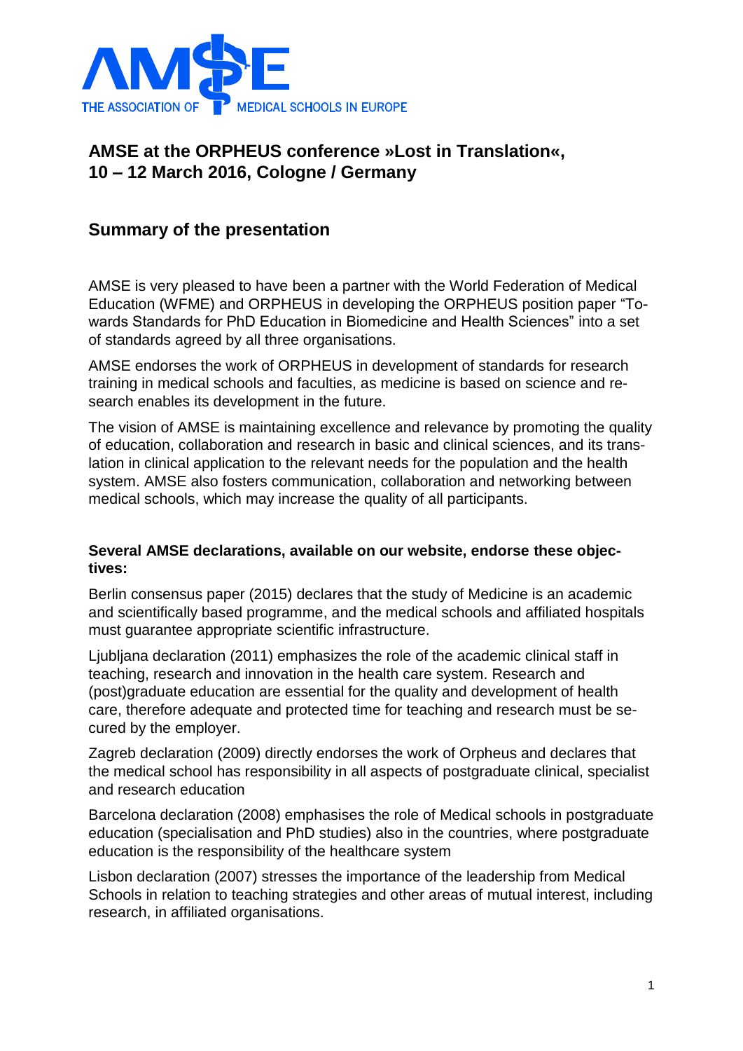AMSE
THE ASSOCIATION OF MEDICAL SCHOOLS IN EUROPE

# AMSE at the ORPHEUS conference »Lost in Translation«, 10 – 12 March 2016, Cologne / Germany

## Summary of the presentation

AMSE is very pleased to have been a partner with the World Federation of Medical Education (WFME) and ORPHEUS in developing the ORPHEUS position paper "Towards Standards for PhD Education in Biomedicine and Health Sciences" into a set of standards agreed by all three organisations.

AMSE endorses the work of ORPHEUS in development of standards for research training in medical schools and faculties, as medicine is based on science and research enables its development in the future.

The vision of AMSE is maintaining excellence and relevance by promoting the quality of education, collaboration and research in basic and clinical sciences, and its translation in clinical application to the relevant needs for the population and the health system. AMSE also fosters communication, collaboration and networking between medical schools, which may increase the quality of all participants.

**Several AMSE declarations, available on our website, endorse these objectives:**

Berlin consensus paper (2015) declares that the study of Medicine is an academic and scientifically based programme, and the medical schools and affiliated hospitals must guarantee appropriate scientific infrastructure.

Ljubljana declaration (2011) emphasizes the role of the academic clinical staff in teaching, research and innovation in the health care system. Research and (post)graduate education are essential for the quality and development of health care, therefore adequate and protected time for teaching and research must be secured by the employer.

Zagreb declaration (2009) directly endorses the work of Orpheus and declares that the medical school has responsibility in all aspects of postgraduate clinical, specialist and research education

Barcelona declaration (2008) emphasises the role of Medical schools in postgraduate education (specialisation and PhD studies) also in the countries, where postgraduate education is the responsibility of the healthcare system

Lisbon declaration (2007) stresses the importance of the leadership from Medical Schools in relation to teaching strategies and other areas of mutual interest, including research, in affiliated organisations.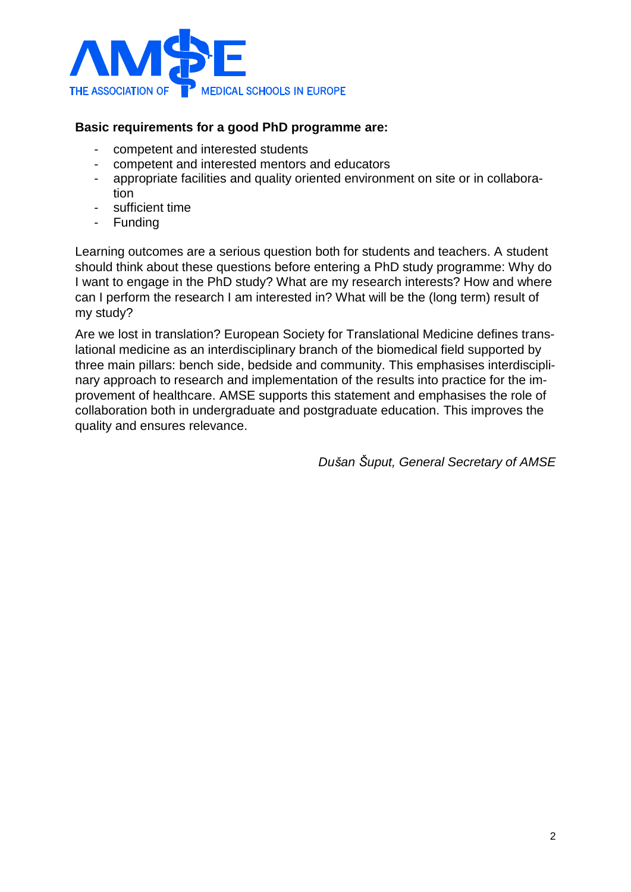**Basic requirements for a good PhD programme are:**

- competent and interested students
- competent and interested mentors and educators
- appropriate facilities and quality oriented environment on site or in collaboration
- sufficient time
- Funding

Learning outcomes are a serious question both for students and teachers. A student should think about these questions before entering a PhD study programme: Why do I want to engage in the PhD study? What are my research interests? How and where can I perform the research I am interested in? What will be the (long term) result of my study?

Are we lost in translation? European Society for Translational Medicine defines translational medicine as an interdisciplinary branch of the biomedical field supported by three main pillars: bench side, bedside and community. This emphasises interdisciplinary approach to research and implementation of the results into practice for the improvement of healthcare. AMSE supports this statement and emphasises the role of collaboration both in undergraduate and postgraduate education. This improves the quality and ensures relevance.

*Dušan Šuput, General Secretary of AMSE*